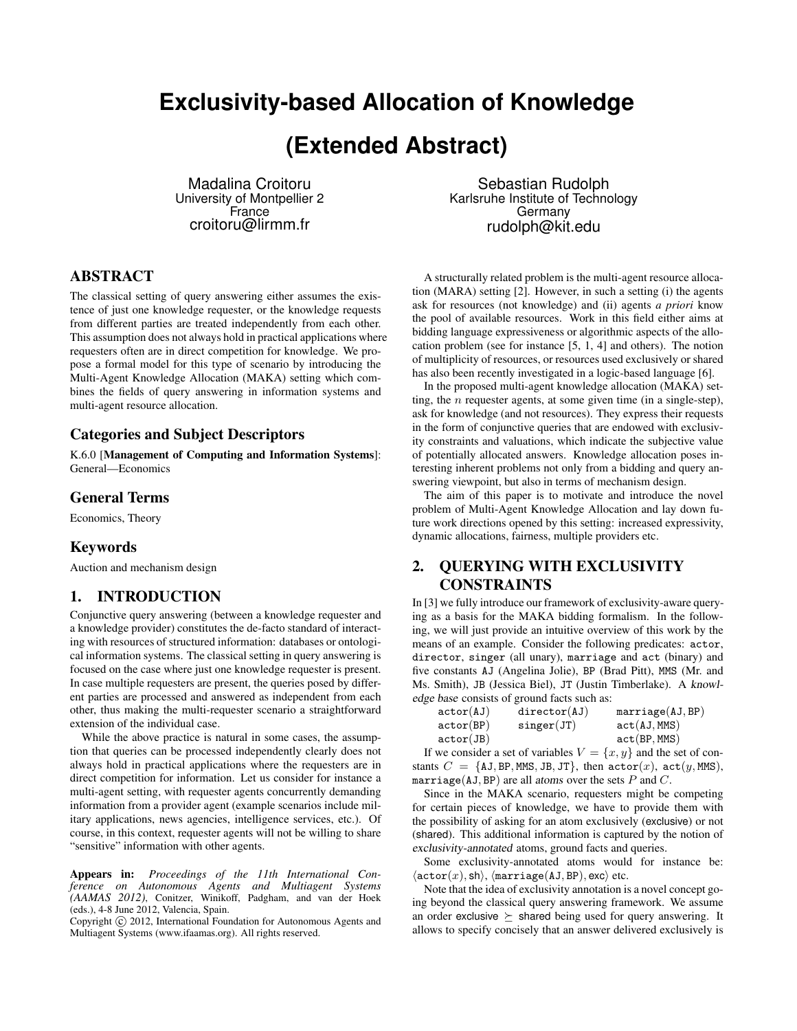# Exclusivity-based Allocation of Knowledge

# (Extended Abstract)

Madalina Croitoru
University of Montpellier 2
France
croitoru@lirmm.fr

Sebastian Rudolph
Karlsruhe Institute of Technology
Germany
rudolph@kit.edu

## ABSTRACT

The classical setting of query answering either assumes the existence of just one knowledge requester, or the knowledge requests from different parties are treated independently from each other. This assumption does not always hold in practical applications where requesters often are in direct competition for knowledge. We propose a formal model for this type of scenario by introducing the Multi-Agent Knowledge Allocation (MAKA) setting which combines the fields of query answering in information systems and multi-agent resource allocation.

## Categories and Subject Descriptors

K.6.0 [**Management of Computing and Information Systems**]: General—Economics

## General Terms

Economics, Theory

## Keywords

Auction and mechanism design

## 1. INTRODUCTION

Conjunctive query answering (between a knowledge requester and a knowledge provider) constitutes the de-facto standard of interacting with resources of structured information: databases or ontological information systems. The classical setting in query answering is focused on the case where just one knowledge requester is present. In case multiple requesters are present, the queries posed by different parties are processed and answered as independent from each other, thus making the multi-requester scenario a straightforward extension of the individual case.

While the above practice is natural in some cases, the assumption that queries can be processed independently clearly does not always hold in practical applications where the requesters are in direct competition for information. Let us consider for instance a multi-agent setting, with requester agents concurrently demanding information from a provider agent (example scenarios include military applications, news agencies, intelligence services, etc.). Of course, in this context, requester agents will not be willing to share "sensitive" information with other agents.

**Appears in:** *Proceedings of the 11th International Conference on Autonomous Agents and Multiagent Systems (AAMAS 2012)*, Conitzer, Winikoff, Padgham, and van der Hoek (eds.), 4-8 June 2012, Valencia, Spain.
Copyright © 2012, International Foundation for Autonomous Agents and Multiagent Systems (www.ifaamas.org). All rights reserved.

A structurally related problem is the multi-agent resource allocation (MARA) setting [2]. However, in such a setting (i) the agents ask for resources (not knowledge) and (ii) agents *a priori* know the pool of available resources. Work in this field either aims at bidding language expressiveness or algorithmic aspects of the allocation problem (see for instance [5, 1, 4] and others). The notion of multiplicity of resources, or resources used exclusively or shared has also been recently investigated in a logic-based language [6].

In the proposed multi-agent knowledge allocation (MAKA) setting, the $n$ requester agents, at some given time (in a single-step), ask for knowledge (and not resources). They express their requests in the form of conjunctive queries that are endowed with exclusivity constraints and valuations, which indicate the subjective value of potentially allocated answers. Knowledge allocation poses interesting inherent problems not only from a bidding and query answering viewpoint, but also in terms of mechanism design.

The aim of this paper is to motivate and introduce the novel problem of Multi-Agent Knowledge Allocation and lay down future work directions opened by this setting: increased expressivity, dynamic allocations, fairness, multiple providers etc.

## 2. QUERYING WITH EXCLUSIVITY CONSTRAINTS

In [3] we fully introduce our framework of exclusivity-aware querying as a basis for the MAKA bidding formalism. In the following, we will just provide an intuitive overview of this work by the means of an example. Consider the following predicates: actor, director, singer (all unary), marriage and act (binary) and five constants AJ (Angelina Jolie), BP (Brad Pitt), MMS (Mr. and Ms. Smith), JB (Jessica Biel), JT (Justin Timberlake). A *knowledge base* consists of ground facts such as:

| | | |
|---|---|---|
| actor(AJ) | director(AJ) | marriage(AJ, BP) |
| actor(BP) | singer(JT) | act(AJ, MMS) |
| actor(JB) | | act(BP, MMS) |

If we consider a set of variables $V = \{x, y\}$ and the set of constants $C = \{\text{AJ}, \text{BP}, \text{MMS}, \text{JB}, \text{JT}\}$, then actor($x$), act($y$, MMS), marriage(AJ, BP) are all *atoms* over the sets $P$ and $C$.

Since in the MAKA scenario, requesters might be competing for certain pieces of knowledge, we have to provide them with the possibility of asking for an atom exclusively (exclusive) or not (shared). This additional information is captured by the notion of *exclusivity-annotated* atoms, ground facts and queries.

Some exclusivity-annotated atoms would for instance be: $\langle$actor($x$), sh$\rangle$, $\langle$marriage(AJ, BP), exc$\rangle$ etc.

Note that the idea of exclusivity annotation is a novel concept going beyond the classical query answering framework. We assume an order exclusive $\succeq$ shared being used for query answering. It allows to specify concisely that an answer delivered exclusively is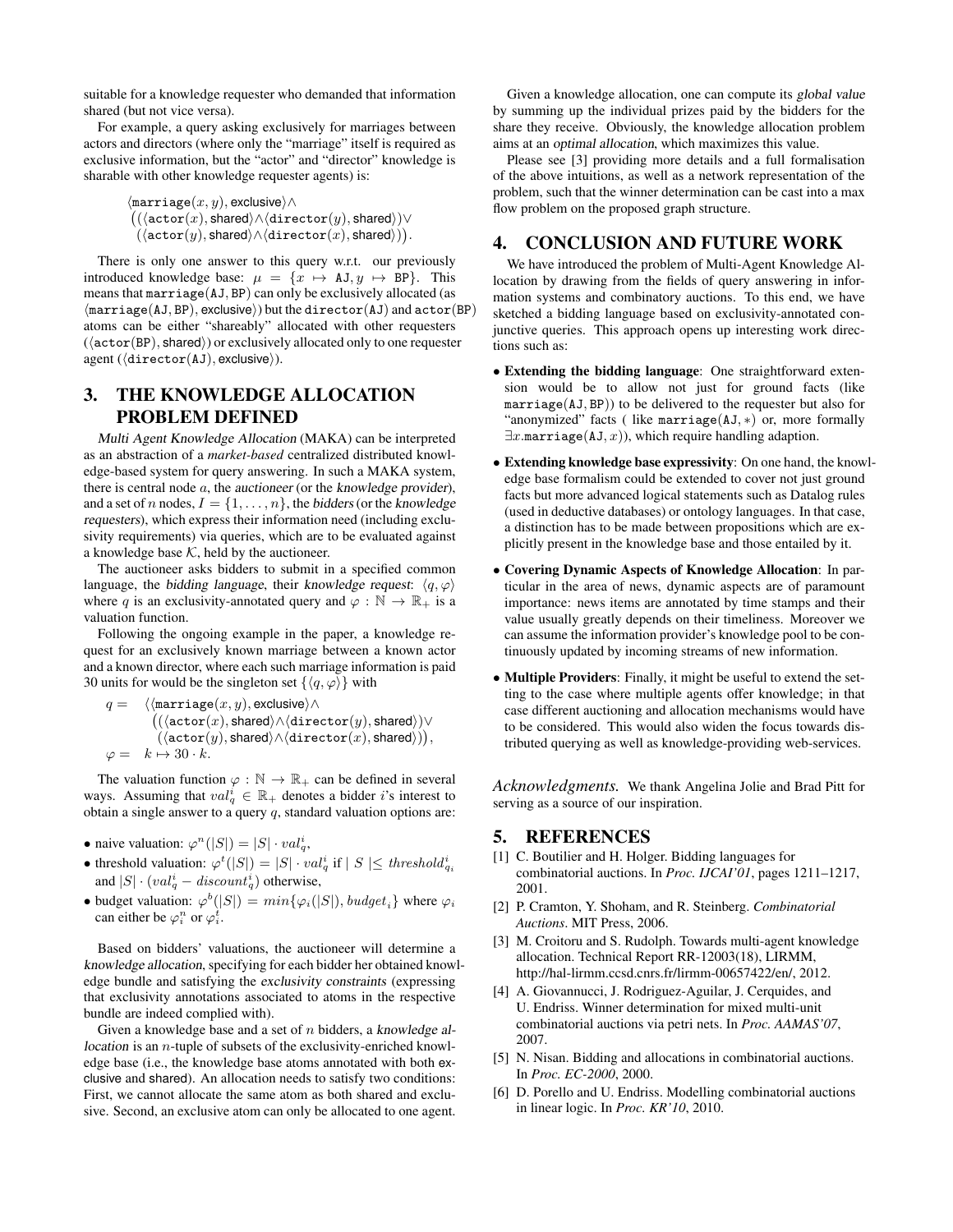suitable for a knowledge requester who demanded that information shared (but not vice versa).

For example, a query asking exclusively for marriages between actors and directors (where only the "marriage" itself is required as exclusive information, but the "actor" and "director" knowledge is sharable with other knowledge requester agents) is:

$$\langle \texttt{marriage}(x, y), \textsf{exclusive}\rangle \wedge$$
$$\big((\langle \texttt{actor}(x), \textsf{shared}\rangle \wedge \langle \texttt{director}(y), \textsf{shared}\rangle) \vee$$
$$(\langle \texttt{actor}(y), \textsf{shared}\rangle \wedge \langle \texttt{director}(x), \textsf{shared}\rangle)\big).$$

There is only one answer to this query w.r.t. our previously introduced knowledge base: $\mu = \{x \mapsto \texttt{AJ}, y \mapsto \texttt{BP}\}$. This means that $\texttt{marriage}(\texttt{AJ}, \texttt{BP})$ can only be exclusively allocated (as $\langle \texttt{marriage}(\texttt{AJ}, \texttt{BP}), \textsf{exclusive}\rangle$) but the $\texttt{director}(\texttt{AJ})$ and $\texttt{actor}(\texttt{BP})$ atoms can be either "shareably" allocated with other requesters ($\langle \texttt{actor}(\texttt{BP}), \textsf{shared}\rangle$) or exclusively allocated only to one requester agent ($\langle \texttt{director}(\texttt{AJ}), \textsf{exclusive}\rangle$).

## 3. THE KNOWLEDGE ALLOCATION PROBLEM DEFINED

*Multi Agent Knowledge Allocation* (MAKA) can be interpreted as an abstraction of a *market-based* centralized distributed knowledge-based system for query answering. In such a MAKA system, there is central node $a$, the *auctioneer* (or the *knowledge provider*), and a set of $n$ nodes, $I = \{1, \ldots, n\}$, the *bidders* (or the *knowledge requesters*), which express their information need (including exclusivity requirements) via queries, which are to be evaluated against a knowledge base $\mathcal{K}$, held by the auctioneer.

The auctioneer asks bidders to submit in a specified common language, the *bidding language*, their *knowledge request*: $\langle q, \varphi\rangle$ where $q$ is an exclusivity-annotated query and $\varphi : \mathbb{N} \to \mathbb{R}_+$ is a valuation function.

Following the ongoing example in the paper, a knowledge request for an exclusively known marriage between a known actor and a known director, where each such marriage information is paid 30 units for would be the singleton set $\{\langle q, \varphi\rangle\}$ with

$$\begin{aligned} q = \quad & \langle\langle \texttt{marriage}(x, y), \textsf{exclusive}\rangle \wedge \\ & \big((\langle \texttt{actor}(x), \textsf{shared}\rangle \wedge \langle \texttt{director}(y), \textsf{shared}\rangle) \vee \\ & (\langle \texttt{actor}(y), \textsf{shared}\rangle \wedge \langle \texttt{director}(x), \textsf{shared}\rangle)\big), \\ \varphi = \quad & k \mapsto 30 \cdot k. \end{aligned}$$

The valuation function $\varphi : \mathbb{N} \to \mathbb{R}_+$ can be defined in several ways. Assuming that $val^i_q \in \mathbb{R}_+$ denotes a bidder $i$'s interest to obtain a single answer to a query $q$, standard valuation options are:

- naive valuation: $\varphi^n(|S|) = |S| \cdot val^i_q$,
- threshold valuation: $\varphi^t(|S|) = |S| \cdot val^i_q$ if $|\, S \,| \leq \mathit{threshold}^i_{q_i}$ and $|S| \cdot (val^i_q - \mathit{discount}^i_q)$ otherwise,
- budget valuation: $\varphi^b(|S|) = min\{\varphi_i(|S|), \mathit{budget}_i\}$ where $\varphi_i$ can either be $\varphi^n_i$ or $\varphi^t_i$.

Based on bidders' valuations, the auctioneer will determine a *knowledge allocation*, specifying for each bidder her obtained knowledge bundle and satisfying the *exclusivity constraints* (expressing that exclusivity annotations associated to atoms in the respective bundle are indeed complied with).

Given a knowledge base and a set of $n$ bidders, a *knowledge allocation* is an $n$-tuple of subsets of the exclusivity-enriched knowledge base (i.e., the knowledge base atoms annotated with both exclusive and shared). An allocation needs to satisfy two conditions: First, we cannot allocate the same atom as both shared and exclusive. Second, an exclusive atom can only be allocated to one agent.

Given a knowledge allocation, one can compute its *global value* by summing up the individual prizes paid by the bidders for the share they receive. Obviously, the knowledge allocation problem aims at an *optimal allocation*, which maximizes this value.

Please see [3] providing more details and a full formalisation of the above intuitions, as well as a network representation of the problem, such that the winner determination can be cast into a max flow problem on the proposed graph structure.

## 4. CONCLUSION AND FUTURE WORK

We have introduced the problem of Multi-Agent Knowledge Allocation by drawing from the fields of query answering in information systems and combinatory auctions. To this end, we have sketched a bidding language based on exclusivity-annotated conjunctive queries. This approach opens up interesting work directions such as:

- **Extending the bidding language**: One straightforward extension would be to allow not just for ground facts (like $\texttt{marriage}(\texttt{AJ}, \texttt{BP})$) to be delivered to the requester but also for "anonymized" facts ( like $\texttt{marriage}(\texttt{AJ}, *)$ or, more formally $\exists x.\texttt{marriage}(\texttt{AJ}, x)$), which require handling adaption.
- **Extending knowledge base expressivity**: On one hand, the knowledge base formalism could be extended to cover not just ground facts but more advanced logical statements such as Datalog rules (used in deductive databases) or ontology languages. In that case, a distinction has to be made between propositions which are explicitly present in the knowledge base and those entailed by it.
- **Covering Dynamic Aspects of Knowledge Allocation**: In particular in the area of news, dynamic aspects are of paramount importance: news items are annotated by time stamps and their value usually greatly depends on their timeliness. Moreover we can assume the information provider's knowledge pool to be continuously updated by incoming streams of new information.
- **Multiple Providers**: Finally, it might be useful to extend the setting to the case where multiple agents offer knowledge; in that case different auctioning and allocation mechanisms would have to be considered. This would also widen the focus towards distributed querying as well as knowledge-providing web-services.

*Acknowledgments.* We thank Angelina Jolie and Brad Pitt for serving as a source of our inspiration.

## 5. REFERENCES

[1] C. Boutilier and H. Holger. Bidding languages for combinatorial auctions. In *Proc. IJCAI'01*, pages 1211–1217, 2001.

[2] P. Cramton, Y. Shoham, and R. Steinberg. *Combinatorial Auctions*. MIT Press, 2006.

[3] M. Croitoru and S. Rudolph. Towards multi-agent knowledge allocation. Technical Report RR-12003(18), LIRMM, http://hal-lirmm.ccsd.cnrs.fr/lirmm-00657422/en/, 2012.

[4] A. Giovannucci, J. Rodriguez-Aguilar, J. Cerquides, and U. Endriss. Winner determination for mixed multi-unit combinatorial auctions via petri nets. In *Proc. AAMAS'07*, 2007.

[5] N. Nisan. Bidding and allocations in combinatorial auctions. In *Proc. EC-2000*, 2000.

[6] D. Porello and U. Endriss. Modelling combinatorial auctions in linear logic. In *Proc. KR'10*, 2010.